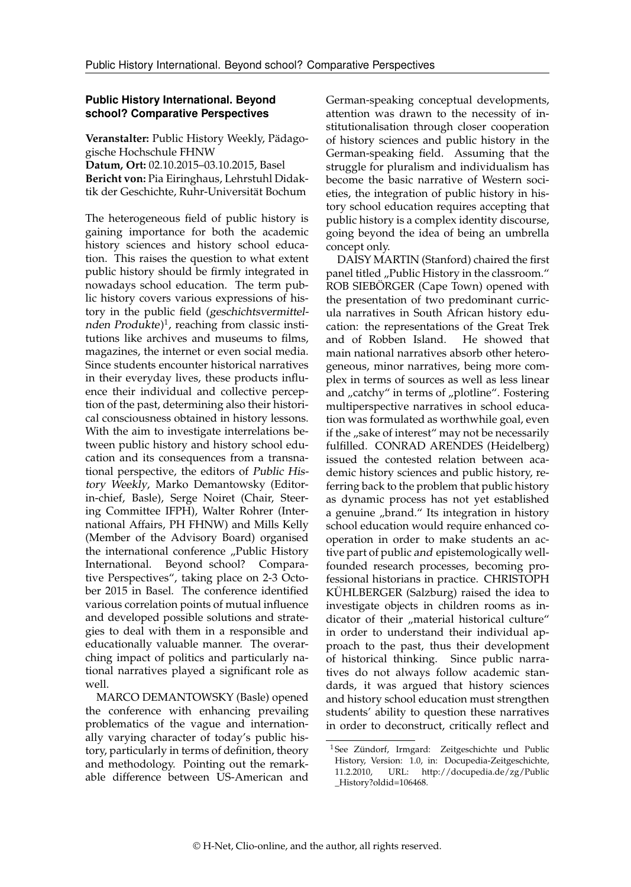## Public History International. Beyond school? Comparative Perspectives

**Veranstalter:** Public History Weekly, Pädagogische Hochschule FHNW
**Datum, Ort:** 02.10.2015–03.10.2015, Basel
**Bericht von:** Pia Eiringhaus, Lehrstuhl Didaktik der Geschichte, Ruhr-Universität Bochum

The heterogeneous field of public history is gaining importance for both the academic history sciences and history school education. This raises the question to what extent public history should be firmly integrated in nowadays school education. The term public history covers various expressions of history in the public field (*geschichtsvermittelnden Produkte*)[1], reaching from classic institutions like archives and museums to films, magazines, the internet or even social media. Since students encounter historical narratives in their everyday lives, these products influence their individual and collective perception of the past, determining also their historical consciousness obtained in history lessons. With the aim to investigate interrelations between public history and history school education and its consequences from a transnational perspective, the editors of *Public History Weekly*, Marko Demantowsky (Editor-in-chief, Basle), Serge Noiret (Chair, Steering Committee IFPH), Walter Rohrer (International Affairs, PH FHNW) and Mills Kelly (Member of the Advisory Board) organised the international conference „Public History International. Beyond school? Comparative Perspectives", taking place on 2-3 October 2015 in Basel. The conference identified various correlation points of mutual influence and developed possible solutions and strategies to deal with them in a responsible and educationally valuable manner. The overarching impact of politics and particularly national narratives played a significant role as well.

MARCO DEMANTOWSKY (Basle) opened the conference with enhancing prevailing problematics of the vague and internationally varying character of today's public history, particularly in terms of definition, theory and methodology. Pointing out the remarkable difference between US-American and German-speaking conceptual developments, attention was drawn to the necessity of institutionalisation through closer cooperation of history sciences and public history in the German-speaking field. Assuming that the struggle for pluralism and individualism has become the basic narrative of Western societies, the integration of public history in history school education requires accepting that public history is a complex identity discourse, going beyond the idea of being an umbrella concept only.

DAISY MARTIN (Stanford) chaired the first panel titled „Public History in the classroom." ROB SIEBÖRGER (Cape Town) opened with the presentation of two predominant curricula narratives in South African history education: the representations of the Great Trek and of Robben Island. He showed that main national narratives absorb other heterogeneous, minor narratives, being more complex in terms of sources as well as less linear and „catchy" in terms of „plotline". Fostering multiperspective narratives in school education was formulated as worthwhile goal, even if the „sake of interest" may not be necessarily fulfilled. CONRAD ARENDES (Heidelberg) issued the contested relation between academic history sciences and public history, referring back to the problem that public history as dynamic process has not yet established a genuine „brand." Its integration in history school education would require enhanced cooperation in order to make students an active part of public *and* epistemologically well-founded research processes, becoming professional historians in practice. CHRISTOPH KÜHLBERGER (Salzburg) raised the idea to investigate objects in children rooms as indicator of their „material historical culture" in order to understand their individual approach to the past, thus their development of historical thinking. Since public narratives do not always follow academic standards, it was argued that history sciences and history school education must strengthen students' ability to question these narratives in order to deconstruct, critically reflect and

[1] See Zündorf, Irmgard: Zeitgeschichte und Public History, Version: 1.0, in: Docupedia-Zeitgeschichte, 11.2.2010, URL: http://docupedia.de/zg/Public_History?oldid=106468.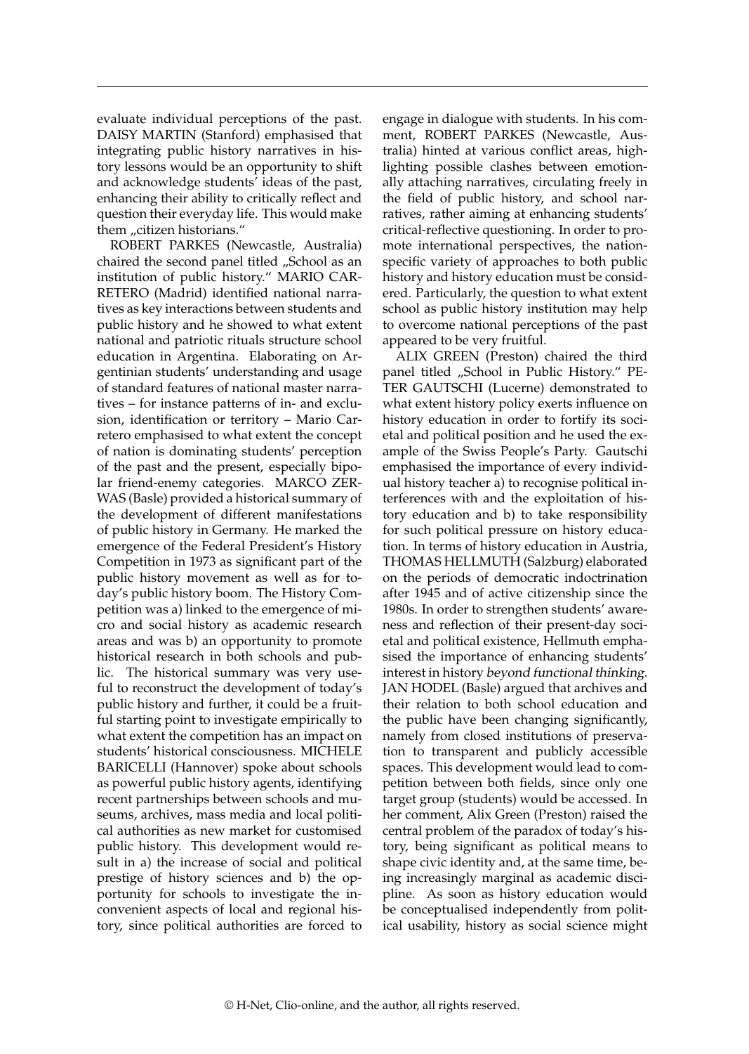evaluate individual perceptions of the past. DAISY MARTIN (Stanford) emphasised that integrating public history narratives in history lessons would be an opportunity to shift and acknowledge students' ideas of the past, enhancing their ability to critically reflect and question their everyday life. This would make them „citizen historians."

ROBERT PARKES (Newcastle, Australia) chaired the second panel titled „School as an institution of public history." MARIO CARRETERO (Madrid) identified national narratives as key interactions between students and public history and he showed to what extent national and patriotic rituals structure school education in Argentina. Elaborating on Argentinian students' understanding and usage of standard features of national master narratives – for instance patterns of in- and exclusion, identification or territory – Mario Carretero emphasised to what extent the concept of nation is dominating students' perception of the past and the present, especially bipolar friend-enemy categories. MARCO ZERWAS (Basle) provided a historical summary of the development of different manifestations of public history in Germany. He marked the emergence of the Federal President's History Competition in 1973 as significant part of the public history movement as well as for today's public history boom. The History Competition was a) linked to the emergence of micro and social history as academic research areas and was b) an opportunity to promote historical research in both schools and public. The historical summary was very useful to reconstruct the development of today's public history and further, it could be a fruitful starting point to investigate empirically to what extent the competition has an impact on students' historical consciousness. MICHELE BARICELLI (Hannover) spoke about schools as powerful public history agents, identifying recent partnerships between schools and museums, archives, mass media and local political authorities as new market for customised public history. This development would result in a) the increase of social and political prestige of history sciences and b) the opportunity for schools to investigate the inconvenient aspects of local and regional history, since political authorities are forced to engage in dialogue with students. In his comment, ROBERT PARKES (Newcastle, Australia) hinted at various conflict areas, highlighting possible clashes between emotionally attaching narratives, circulating freely in the field of public history, and school narratives, rather aiming at enhancing students' critical-reflective questioning. In order to promote international perspectives, the nation-specific variety of approaches to both public history and history education must be considered. Particularly, the question to what extent school as public history institution may help to overcome national perceptions of the past appeared to be very fruitful.

ALIX GREEN (Preston) chaired the third panel titled „School in Public History." PETER GAUTSCHI (Lucerne) demonstrated to what extent history policy exerts influence on history education in order to fortify its societal and political position and he used the example of the Swiss People's Party. Gautschi emphasised the importance of every individual history teacher a) to recognise political interferences with and the exploitation of history education and b) to take responsibility for such political pressure on history education. In terms of history education in Austria, THOMAS HELLMUTH (Salzburg) elaborated on the periods of democratic indoctrination after 1945 and of active citizenship since the 1980s. In order to strengthen students' awareness and reflection of their present-day societal and political existence, Hellmuth emphasised the importance of enhancing students' interest in history *beyond functional thinking*. JAN HODEL (Basle) argued that archives and their relation to both school education and the public have been changing significantly, namely from closed institutions of preservation to transparent and publicly accessible spaces. This development would lead to competition between both fields, since only one target group (students) would be accessed. In her comment, Alix Green (Preston) raised the central problem of the paradox of today's history, being significant as political means to shape civic identity and, at the same time, being increasingly marginal as academic discipline. As soon as history education would be conceptualised independently from political usability, history as social science might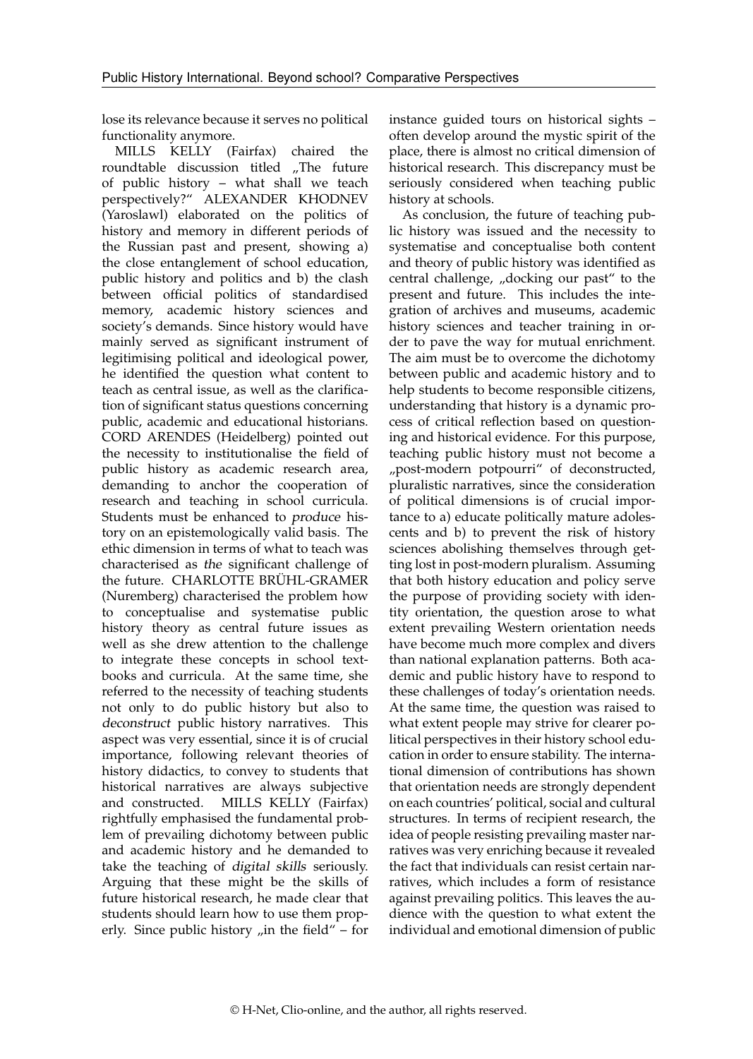lose its relevance because it serves no political functionality anymore.

MILLS KELLY (Fairfax) chaired the roundtable discussion titled „The future of public history – what shall we teach perspectively?" ALEXANDER KHODNEV (Yaroslawl) elaborated on the politics of history and memory in different periods of the Russian past and present, showing a) the close entanglement of school education, public history and politics and b) the clash between official politics of standardised memory, academic history sciences and society's demands. Since history would have mainly served as significant instrument of legitimising political and ideological power, he identified the question what content to teach as central issue, as well as the clarification of significant status questions concerning public, academic and educational historians. CORD ARENDES (Heidelberg) pointed out the necessity to institutionalise the field of public history as academic research area, demanding to anchor the cooperation of research and teaching in school curricula. Students must be enhanced to *produce* history on an epistemologically valid basis. The ethic dimension in terms of what to teach was characterised as *the* significant challenge of the future. CHARLOTTE BRÜHL-GRAMER (Nuremberg) characterised the problem how to conceptualise and systematise public history theory as central future issues as well as she drew attention to the challenge to integrate these concepts in school textbooks and curricula. At the same time, she referred to the necessity of teaching students not only to do public history but also to *deconstruct* public history narratives. This aspect was very essential, since it is of crucial importance, following relevant theories of history didactics, to convey to students that historical narratives are always subjective and constructed. MILLS KELLY (Fairfax) rightfully emphasised the fundamental problem of prevailing dichotomy between public and academic history and he demanded to take the teaching of *digital skills* seriously. Arguing that these might be the skills of future historical research, he made clear that students should learn how to use them properly. Since public history „in the field" – for instance guided tours on historical sights – often develop around the mystic spirit of the place, there is almost no critical dimension of historical research. This discrepancy must be seriously considered when teaching public history at schools.

As conclusion, the future of teaching public history was issued and the necessity to systematise and conceptualise both content and theory of public history was identified as central challenge, „docking our past" to the present and future. This includes the integration of archives and museums, academic history sciences and teacher training in order to pave the way for mutual enrichment. The aim must be to overcome the dichotomy between public and academic history and to help students to become responsible citizens, understanding that history is a dynamic process of critical reflection based on questioning and historical evidence. For this purpose, teaching public history must not become a „post-modern potpourri" of deconstructed, pluralistic narratives, since the consideration of political dimensions is of crucial importance to a) educate politically mature adolescents and b) to prevent the risk of history sciences abolishing themselves through getting lost in post-modern pluralism. Assuming that both history education and policy serve the purpose of providing society with identity orientation, the question arose to what extent prevailing Western orientation needs have become much more complex and divers than national explanation patterns. Both academic and public history have to respond to these challenges of today's orientation needs. At the same time, the question was raised to what extent people may strive for clearer political perspectives in their history school education in order to ensure stability. The international dimension of contributions has shown that orientation needs are strongly dependent on each countries' political, social and cultural structures. In terms of recipient research, the idea of people resisting prevailing master narratives was very enriching because it revealed the fact that individuals can resist certain narratives, which includes a form of resistance against prevailing politics. This leaves the audience with the question to what extent the individual and emotional dimension of public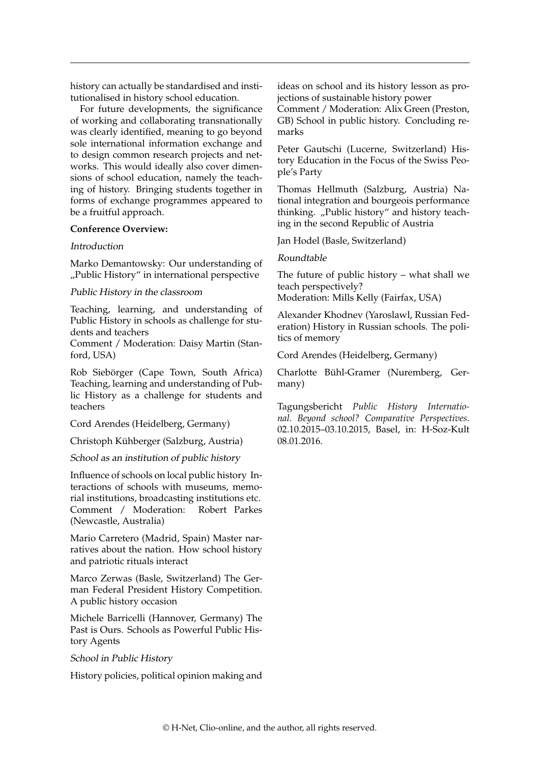history can actually be standardised and institutionalised in history school education.

For future developments, the significance of working and collaborating transnationally was clearly identified, meaning to go beyond sole international information exchange and to design common research projects and networks. This would ideally also cover dimensions of school education, namely the teaching of history. Bringing students together in forms of exchange programmes appeared to be a fruitful approach.

**Conference Overview:**

*Introduction*

Marko Demantowsky: Our understanding of „Public History" in international perspective

*Public History in the classroom*

Teaching, learning, and understanding of Public History in schools as challenge for students and teachers
Comment / Moderation: Daisy Martin (Stanford, USA)

Rob Siebörger (Cape Town, South Africa) Teaching, learning and understanding of Public History as a challenge for students and teachers

Cord Arendes (Heidelberg, Germany)

Christoph Kühberger (Salzburg, Austria)

*School as an institution of public history*

Influence of schools on local public history Interactions of schools with museums, memorial institutions, broadcasting institutions etc.
Comment / Moderation: Robert Parkes (Newcastle, Australia)

Mario Carretero (Madrid, Spain) Master narratives about the nation. How school history and patriotic rituals interact

Marco Zerwas (Basle, Switzerland) The German Federal President History Competition. A public history occasion

Michele Barricelli (Hannover, Germany) The Past is Ours. Schools as Powerful Public History Agents

*School in Public History*

History policies, political opinion making and ideas on school and its history lesson as projections of sustainable history power
Comment / Moderation: Alix Green (Preston, GB) School in public history. Concluding remarks

Peter Gautschi (Lucerne, Switzerland) History Education in the Focus of the Swiss People's Party

Thomas Hellmuth (Salzburg, Austria) National integration and bourgeois performance thinking. „Public history" and history teaching in the second Republic of Austria

Jan Hodel (Basle, Switzerland)

*Roundtable*

The future of public history – what shall we teach perspectively?
Moderation: Mills Kelly (Fairfax, USA)

Alexander Khodnev (Yaroslawl, Russian Federation) History in Russian schools. The politics of memory

Cord Arendes (Heidelberg, Germany)

Charlotte Bühl-Gramer (Nuremberg, Germany)

Tagungsbericht *Public History International. Beyond school? Comparative Perspectives*. 02.10.2015–03.10.2015, Basel, in: H-Soz-Kult 08.01.2016.